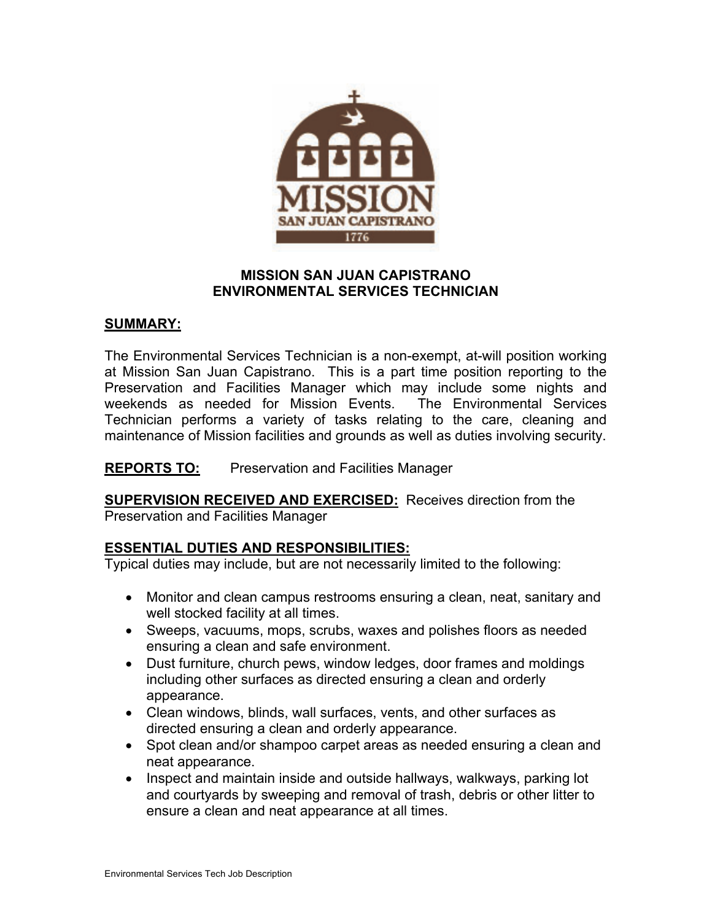# MISSION SAN JUAN CAPISTRANO
## ENVIRONMENTAL SERVICES TECHNICIAN

**SUMMARY:**

The Environmental Services Technician is a non-exempt, at-will position working at Mission San Juan Capistrano. This is a part time position reporting to the Preservation and Facilities Manager which may include some nights and weekends as needed for Mission Events. The Environmental Services Technician performs a variety of tasks relating to the care, cleaning and maintenance of Mission facilities and grounds as well as duties involving security.

**REPORTS TO:** Preservation and Facilities Manager

**SUPERVISION RECEIVED AND EXERCISED:** Receives direction from the Preservation and Facilities Manager

**ESSENTIAL DUTIES AND RESPONSIBILITIES:**

Typical duties may include, but are not necessarily limited to the following:

- Monitor and clean campus restrooms ensuring a clean, neat, sanitary and well stocked facility at all times.
- Sweeps, vacuums, mops, scrubs, waxes and polishes floors as needed ensuring a clean and safe environment.
- Dust furniture, church pews, window ledges, door frames and moldings including other surfaces as directed ensuring a clean and orderly appearance.
- Clean windows, blinds, wall surfaces, vents, and other surfaces as directed ensuring a clean and orderly appearance.
- Spot clean and/or shampoo carpet areas as needed ensuring a clean and neat appearance.
- Inspect and maintain inside and outside hallways, walkways, parking lot and courtyards by sweeping and removal of trash, debris or other litter to ensure a clean and neat appearance at all times.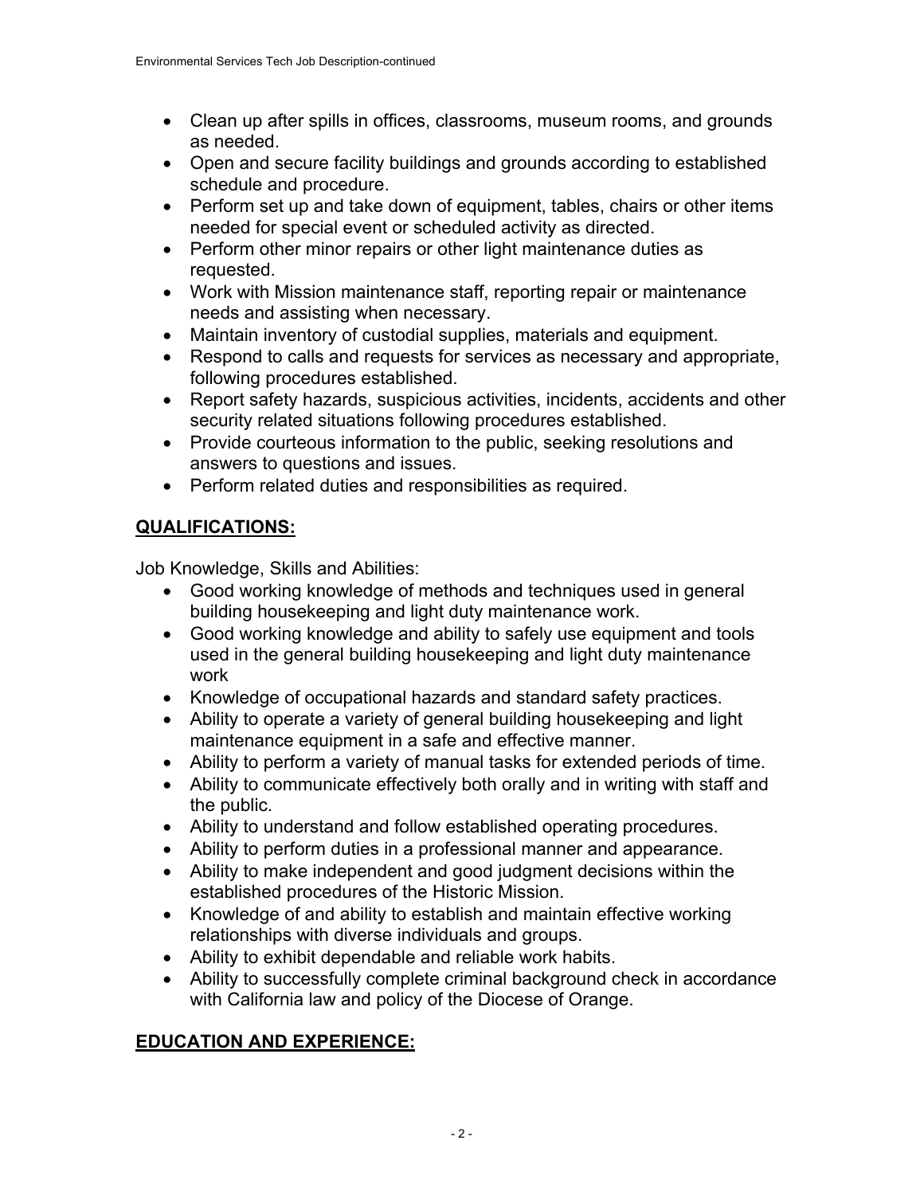- Clean up after spills in offices, classrooms, museum rooms, and grounds as needed.
- Open and secure facility buildings and grounds according to established schedule and procedure.
- Perform set up and take down of equipment, tables, chairs or other items needed for special event or scheduled activity as directed.
- Perform other minor repairs or other light maintenance duties as requested.
- Work with Mission maintenance staff, reporting repair or maintenance needs and assisting when necessary.
- Maintain inventory of custodial supplies, materials and equipment.
- Respond to calls and requests for services as necessary and appropriate, following procedures established.
- Report safety hazards, suspicious activities, incidents, accidents and other security related situations following procedures established.
- Provide courteous information to the public, seeking resolutions and answers to questions and issues.
- Perform related duties and responsibilities as required.

## QUALIFICATIONS:

Job Knowledge, Skills and Abilities:

- Good working knowledge of methods and techniques used in general building housekeeping and light duty maintenance work.
- Good working knowledge and ability to safely use equipment and tools used in the general building housekeeping and light duty maintenance work
- Knowledge of occupational hazards and standard safety practices.
- Ability to operate a variety of general building housekeeping and light maintenance equipment in a safe and effective manner.
- Ability to perform a variety of manual tasks for extended periods of time.
- Ability to communicate effectively both orally and in writing with staff and the public.
- Ability to understand and follow established operating procedures.
- Ability to perform duties in a professional manner and appearance.
- Ability to make independent and good judgment decisions within the established procedures of the Historic Mission.
- Knowledge of and ability to establish and maintain effective working relationships with diverse individuals and groups.
- Ability to exhibit dependable and reliable work habits.
- Ability to successfully complete criminal background check in accordance with California law and policy of the Diocese of Orange.

## EDUCATION AND EXPERIENCE: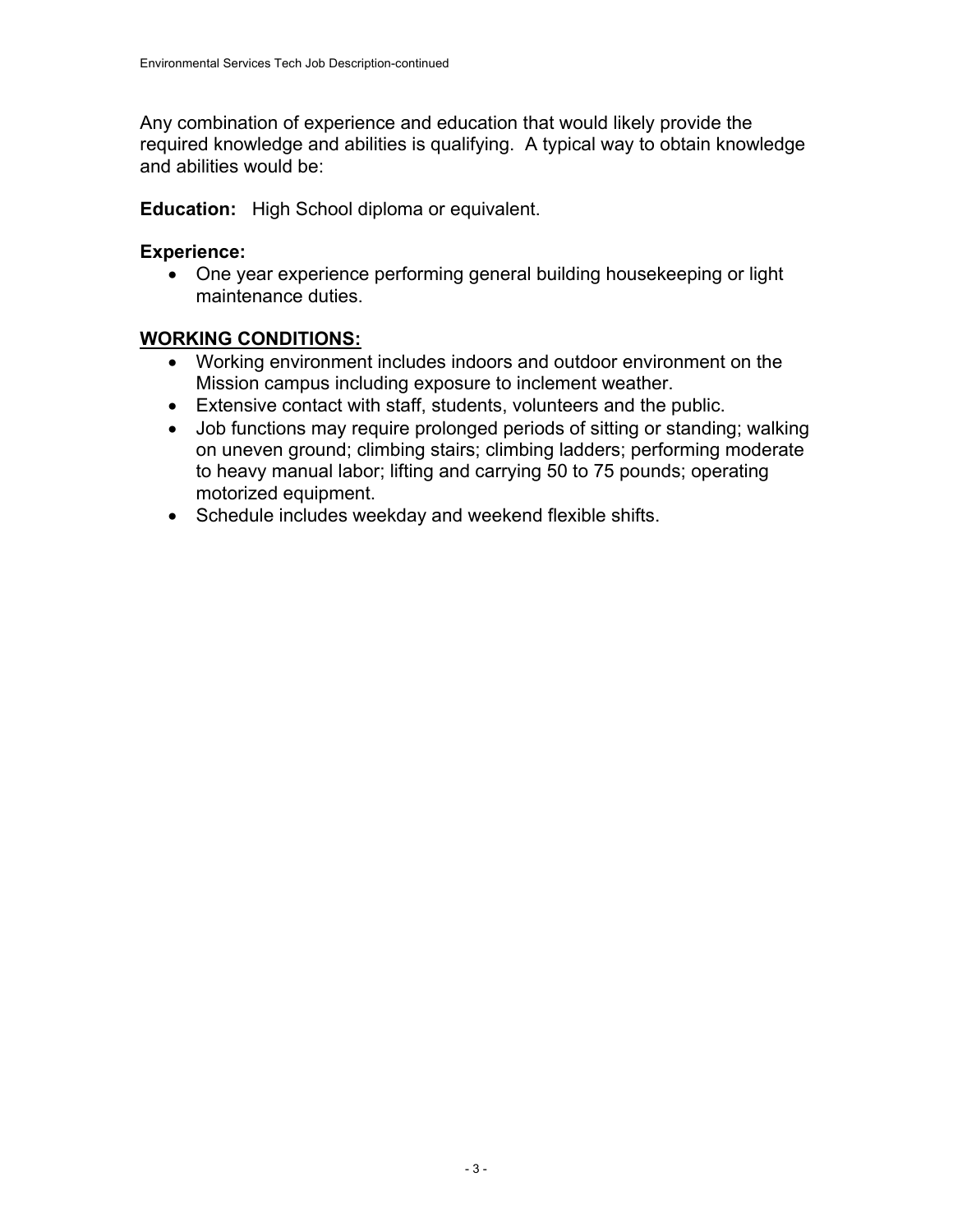Any combination of experience and education that would likely provide the required knowledge and abilities is qualifying. A typical way to obtain knowledge and abilities would be:

**Education:** High School diploma or equivalent.

**Experience:**

- One year experience performing general building housekeeping or light maintenance duties.

## WORKING CONDITIONS:

- Working environment includes indoors and outdoor environment on the Mission campus including exposure to inclement weather.
- Extensive contact with staff, students, volunteers and the public.
- Job functions may require prolonged periods of sitting or standing; walking on uneven ground; climbing stairs; climbing ladders; performing moderate to heavy manual labor; lifting and carrying 50 to 75 pounds; operating motorized equipment.
- Schedule includes weekday and weekend flexible shifts.